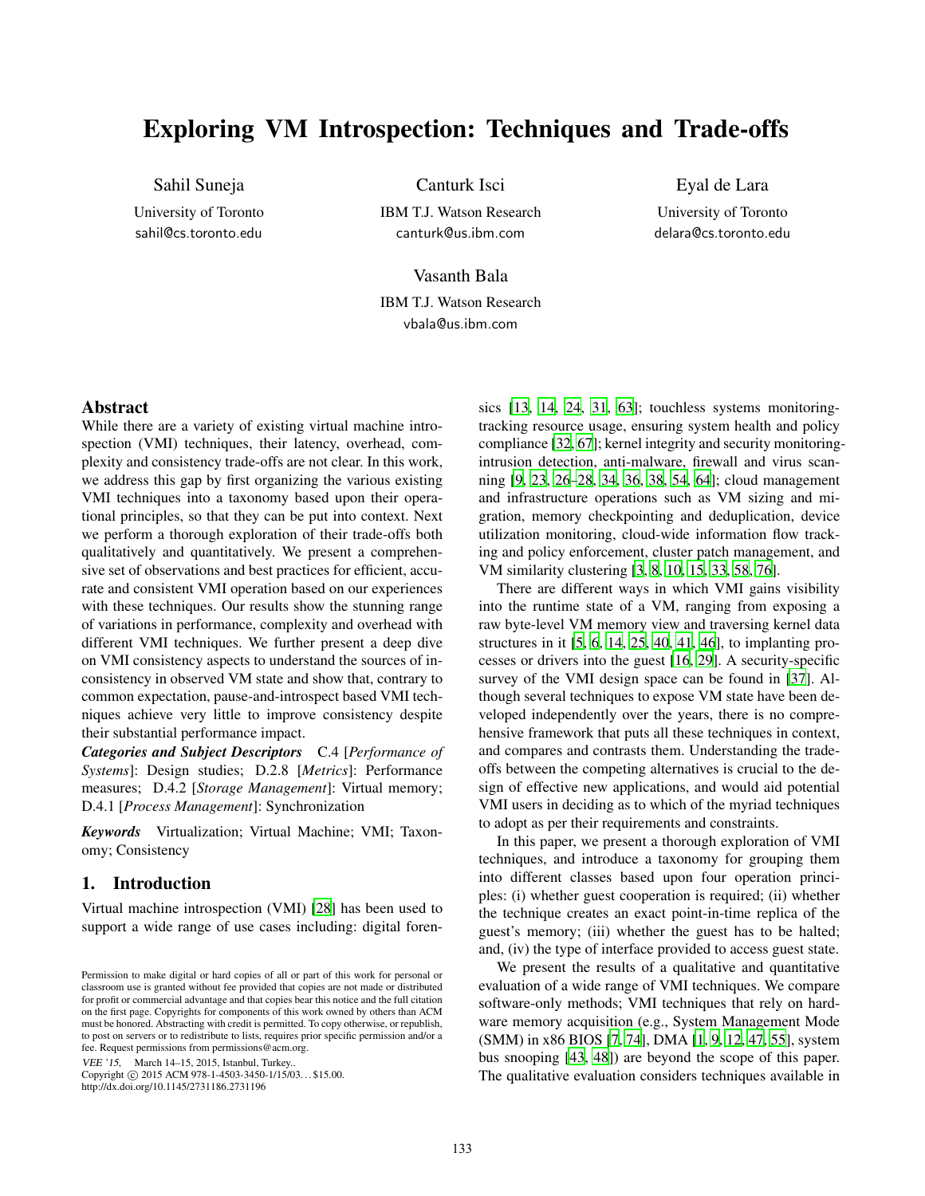# Exploring VM Introspection: Techniques and Trade-offs

Sahil Suneja
University of Toronto
sahil@cs.toronto.edu

Canturk Isci
IBM T.J. Watson Research
canturk@us.ibm.com

Eyal de Lara
University of Toronto
delara@cs.toronto.edu

Vasanth Bala
IBM T.J. Watson Research
vbala@us.ibm.com

## Abstract

While there are a variety of existing virtual machine introspection (VMI) techniques, their latency, overhead, complexity and consistency trade-offs are not clear. In this work, we address this gap by first organizing the various existing VMI techniques into a taxonomy based upon their operational principles, so that they can be put into context. Next we perform a thorough exploration of their trade-offs both qualitatively and quantitatively. We present a comprehensive set of observations and best practices for efficient, accurate and consistent VMI operation based on our experiences with these techniques. Our results show the stunning range of variations in performance, complexity and overhead with different VMI techniques. We further present a deep dive on VMI consistency aspects to understand the sources of inconsistency in observed VM state and show that, contrary to common expectation, pause-and-introspect based VMI techniques achieve very little to improve consistency despite their substantial performance impact.

***Categories and Subject Descriptors*** C.4 [*Performance of Systems*]: Design studies; D.2.8 [*Metrics*]: Performance measures; D.4.2 [*Storage Management*]: Virtual memory; D.4.1 [*Process Management*]: Synchronization

***Keywords*** Virtualization; Virtual Machine; VMI; Taxonomy; Consistency

## 1. Introduction

Virtual machine introspection (VMI) [28] has been used to support a wide range of use cases including: digital forensics [13, 14, 24, 31, 63]; touchless systems monitoring-tracking resource usage, ensuring system health and policy compliance [32, 67]; kernel integrity and security monitoring-intrusion detection, anti-malware, firewall and virus scanning [9, 23, 26–28, 34, 36, 38, 54, 64]; cloud management and infrastructure operations such as VM sizing and migration, memory checkpointing and deduplication, device utilization monitoring, cloud-wide information flow tracking and policy enforcement, cluster patch management, and VM similarity clustering [3, 8, 10, 15, 33, 58, 76].

There are different ways in which VMI gains visibility into the runtime state of a VM, ranging from exposing a raw byte-level VM memory view and traversing kernel data structures in it [5, 6, 14, 25, 40, 41, 46], to implanting processes or drivers into the guest [16, 29]. A security-specific survey of the VMI design space can be found in [37]. Although several techniques to expose VM state have been developed independently over the years, there is no comprehensive framework that puts all these techniques in context, and compares and contrasts them. Understanding the trade-offs between the competing alternatives is crucial to the design of effective new applications, and would aid potential VMI users in deciding as to which of the myriad techniques to adopt as per their requirements and constraints.

In this paper, we present a thorough exploration of VMI techniques, and introduce a taxonomy for grouping them into different classes based upon four operation principles: (i) whether guest cooperation is required; (ii) whether the technique creates an exact point-in-time replica of the guest's memory; (iii) whether the guest has to be halted; and, (iv) the type of interface provided to access guest state.

We present the results of a qualitative and quantitative evaluation of a wide range of VMI techniques. We compare software-only methods; VMI techniques that rely on hardware memory acquisition (e.g., System Management Mode (SMM) in x86 BIOS [7, 74], DMA [1, 9, 12, 47, 55], system bus snooping [43, 48]) are beyond the scope of this paper. The qualitative evaluation considers techniques available in

Permission to make digital or hard copies of all or part of this work for personal or classroom use is granted without fee provided that copies are not made or distributed for profit or commercial advantage and that copies bear this notice and the full citation on the first page. Copyrights for components of this work owned by others than ACM must be honored. Abstracting with credit is permitted. To copy otherwise, or republish, to post on servers or to redistribute to lists, requires prior specific permission and/or a fee. Request permissions from permissions@acm.org.
*VEE '15*, March 14–15, 2015, Istanbul, Turkey..
Copyright © 2015 ACM 978-1-4503-3450-1/15/03...$15.00.
http://dx.doi.org/10.1145/2731186.2731196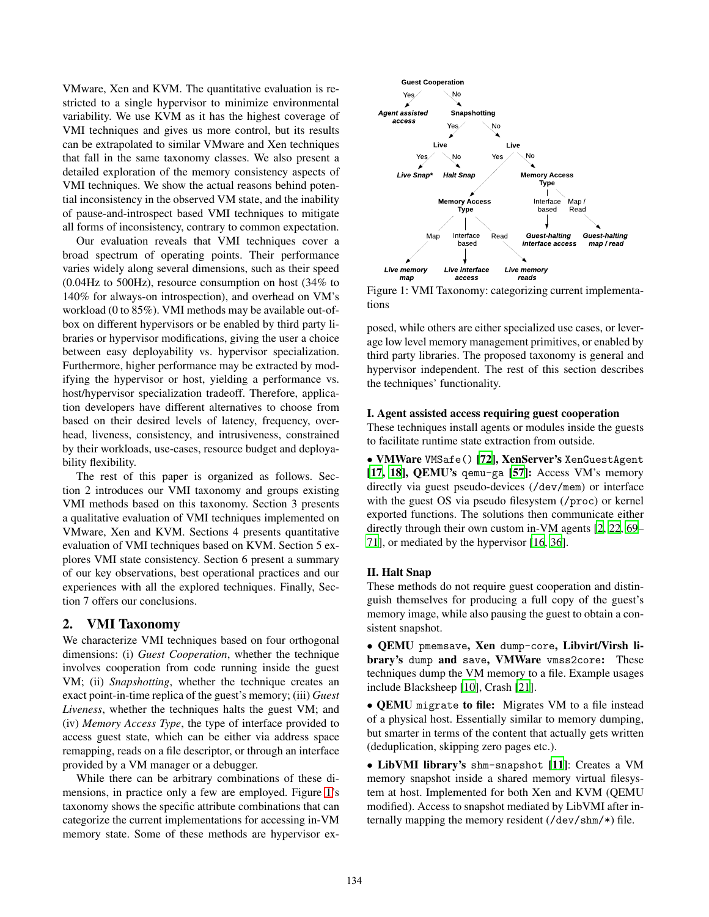VMware, Xen and KVM. The quantitative evaluation is restricted to a single hypervisor to minimize environmental variability. We use KVM as it has the highest coverage of VMI techniques and gives us more control, but its results can be extrapolated to similar VMware and Xen techniques that fall in the same taxonomy classes. We also present a detailed exploration of the memory consistency aspects of VMI techniques. We show the actual reasons behind potential inconsistency in the observed VM state, and the inability of pause-and-introspect based VMI techniques to mitigate all forms of inconsistency, contrary to common expectation.

Our evaluation reveals that VMI techniques cover a broad spectrum of operating points. Their performance varies widely along several dimensions, such as their speed (0.04Hz to 500Hz), resource consumption on host (34% to 140% for always-on introspection), and overhead on VM's workload (0 to 85%). VMI methods may be available out-of-box on different hypervisors or be enabled by third party libraries or hypervisor modifications, giving the user a choice between easy deployability vs. hypervisor specialization. Furthermore, higher performance may be extracted by modifying the hypervisor or host, yielding a performance vs. host/hypervisor specialization tradeoff. Therefore, application developers have different alternatives to choose from based on their desired levels of latency, frequency, overhead, liveness, consistency, and intrusiveness, constrained by their workloads, use-cases, resource budget and deployability flexibility.

The rest of this paper is organized as follows. Section 2 introduces our VMI taxonomy and groups existing VMI methods based on this taxonomy. Section 3 presents a qualitative evaluation of VMI techniques implemented on VMware, Xen and KVM. Sections 4 presents quantitative evaluation of VMI techniques based on KVM. Section 5 explores VMI state consistency. Section 6 present a summary of our key observations, best operational practices and our experiences with all the explored techniques. Finally, Section 7 offers our conclusions.

## 2. VMI Taxonomy

We characterize VMI techniques based on four orthogonal dimensions: (i) *Guest Cooperation*, whether the technique involves cooperation from code running inside the guest VM; (ii) *Snapshotting*, whether the technique creates an exact point-in-time replica of the guest's memory; (iii) *Guest Liveness*, whether the techniques halts the guest VM; and (iv) *Memory Access Type*, the type of interface provided to access guest state, which can be either via address space remapping, reads on a file descriptor, or through an interface provided by a VM manager or a debugger.

While there can be arbitrary combinations of these dimensions, in practice only a few are employed. Figure 1's taxonomy shows the specific attribute combinations that can categorize the current implementations for accessing in-VM memory state. Some of these methods are hypervisor exposed, while others are either specialized use cases, or leverage low level memory management primitives, or enabled by third party libraries. The proposed taxonomy is general and hypervisor independent. The rest of this section describes the techniques' functionality.

Figure 1: VMI Taxonomy: categorizing current implementations

### I. Agent assisted access requiring guest cooperation

These techniques install agents or modules inside the guests to facilitate runtime state extraction from outside.

• **VMWare** `VMSafe()` **[72], XenServer's** `XenGuestAgent` **[17, 18], QEMU's** `qemu-ga` **[57]:** Access VM's memory directly via guest pseudo-devices (`/dev/mem`) or interface with the guest OS via pseudo filesystem (`/proc`) or kernel exported functions. The solutions then communicate either directly through their own custom in-VM agents [2, 22, 69–71], or mediated by the hypervisor [16, 36].

### II. Halt Snap

These methods do not require guest cooperation and distinguish themselves for producing a full copy of the guest's memory image, while also pausing the guest to obtain a consistent snapshot.

• **QEMU** `pmemsave`**, Xen** `dump-core`**, Libvirt/Virsh library's** `dump` **and** `save`**, VMWare** `vmss2core`**:** These techniques dump the VM memory to a file. Example usages include Blacksheep [10], Crash [21].

• **QEMU** `migrate` **to file:** Migrates VM to a file instead of a physical host. Essentially similar to memory dumping, but smarter in terms of the content that actually gets written (deduplication, skipping zero pages etc.).

• **LibVMI library's** `shm-snapshot` **[11]**: Creates a VM memory snapshot inside a shared memory virtual filesystem at host. Implemented for both Xen and KVM (QEMU modified). Access to snapshot mediated by LibVMI after internally mapping the memory resident (`/dev/shm/*`) file.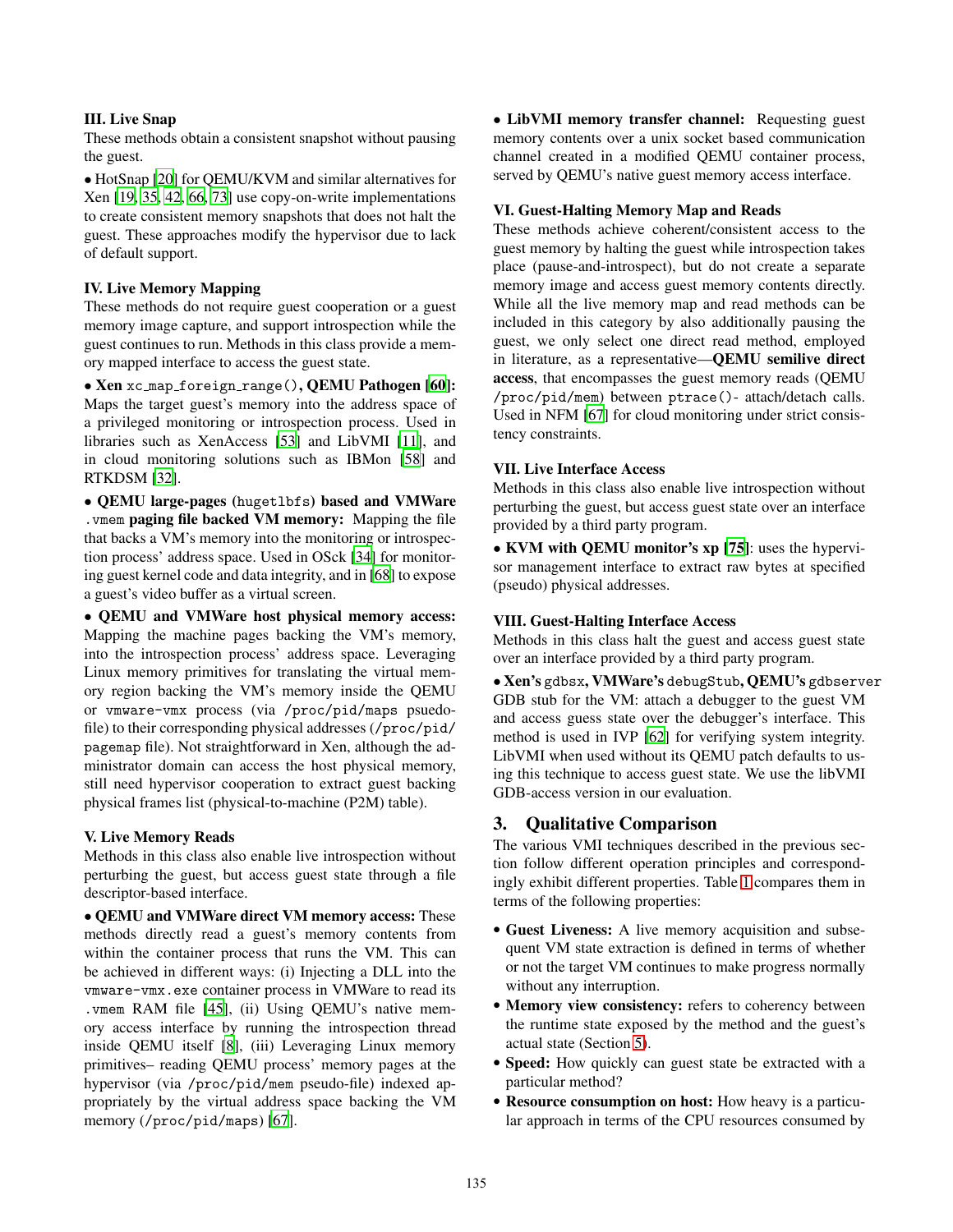**III. Live Snap**

These methods obtain a consistent snapshot without pausing the guest.

• HotSnap [20] for QEMU/KVM and similar alternatives for Xen [19, 35, 42, 66, 73] use copy-on-write implementations to create consistent memory snapshots that does not halt the guest. These approaches modify the hypervisor due to lack of default support.

**IV. Live Memory Mapping**

These methods do not require guest cooperation or a guest memory image capture, and support introspection while the guest continues to run. Methods in this class provide a memory mapped interface to access the guest state.

• **Xen** `xc_map_foreign_range()`**, QEMU Pathogen [60]:** Maps the target guest's memory into the address space of a privileged monitoring or introspection process. Used in libraries such as XenAccess [53] and LibVMI [11], and in cloud monitoring solutions such as IBMon [58] and RTKDSM [32].

• **QEMU large-pages (**`hugetlbfs`**) based and VMWare** `.vmem` **paging file backed VM memory:** Mapping the file that backs a VM's memory into the monitoring or introspection process' address space. Used in OSck [34] for monitoring guest kernel code and data integrity, and in [68] to expose a guest's video buffer as a virtual screen.

• **QEMU and VMWare host physical memory access:** Mapping the machine pages backing the VM's memory, into the introspection process' address space. Leveraging Linux memory primitives for translating the virtual memory region backing the VM's memory inside the QEMU or `vmware-vmx` process (via `/proc/pid/maps` psuedo-file) to their corresponding physical addresses (`/proc/pid/pagemap` file). Not straightforward in Xen, although the administrator domain can access the host physical memory, still need hypervisor cooperation to extract guest backing physical frames list (physical-to-machine (P2M) table).

**V. Live Memory Reads**

Methods in this class also enable live introspection without perturbing the guest, but access guest state through a file descriptor-based interface.

• **QEMU and VMWare direct VM memory access:** These methods directly read a guest's memory contents from within the container process that runs the VM. This can be achieved in different ways: (i) Injecting a DLL into the `vmware-vmx.exe` container process in VMWare to read its `.vmem` RAM file [45], (ii) Using QEMU's native memory access interface by running the introspection thread inside QEMU itself [8], (iii) Leveraging Linux memory primitives– reading QEMU process' memory pages at the hypervisor (via `/proc/pid/mem` pseudo-file) indexed appropriately by the virtual address space backing the VM memory (`/proc/pid/maps`) [67].

• **LibVMI memory transfer channel:** Requesting guest memory contents over a unix socket based communication channel created in a modified QEMU container process, served by QEMU's native guest memory access interface.

**VI. Guest-Halting Memory Map and Reads**

These methods achieve coherent/consistent access to the guest memory by halting the guest while introspection takes place (pause-and-introspect), but do not create a separate memory image and access guest memory contents directly. While all the live memory map and read methods can be included in this category by also additionally pausing the guest, we only select one direct read method, employed in literature, as a representative—**QEMU semilive direct access**, that encompasses the guest memory reads (QEMU `/proc/pid/mem`) between `ptrace()`- attach/detach calls. Used in NFM [67] for cloud monitoring under strict consistency constraints.

**VII. Live Interface Access**

Methods in this class also enable live introspection without perturbing the guest, but access guest state over an interface provided by a third party program.

• **KVM with QEMU monitor's xp [75]**: uses the hypervisor management interface to extract raw bytes at specified (pseudo) physical addresses.

**VIII. Guest-Halting Interface Access**

Methods in this class halt the guest and access guest state over an interface provided by a third party program.

• **Xen's** `gdbsx`**, VMWare's** `debugStub`**, QEMU's** `gdbserver` GDB stub for the VM: attach a debugger to the guest VM and access guess state over the debugger's interface. This method is used in IVP [62] for verifying system integrity. LibVMI when used without its QEMU patch defaults to using this technique to access guest state. We use the libVMI GDB-access version in our evaluation.

## 3. Qualitative Comparison

The various VMI techniques described in the previous section follow different operation principles and correspondingly exhibit different properties. Table 1 compares them in terms of the following properties:

- **Guest Liveness:** A live memory acquisition and subsequent VM state extraction is defined in terms of whether or not the target VM continues to make progress normally without any interruption.
- **Memory view consistency:** refers to coherency between the runtime state exposed by the method and the guest's actual state (Section 5).
- **Speed:** How quickly can guest state be extracted with a particular method?
- **Resource consumption on host:** How heavy is a particular approach in terms of the CPU resources consumed by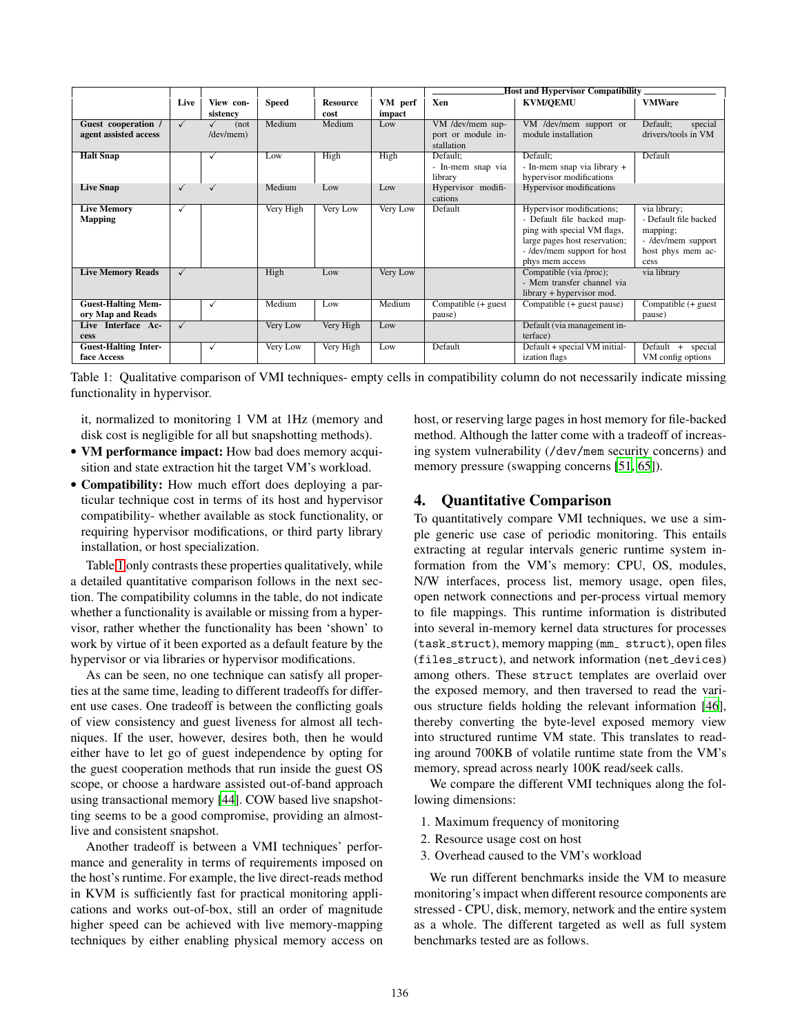| | Live | View consistency | Speed | Resource cost | VM perf impact | Host and Hypervisor Compatibility Xen | KVM/QEMU | VMWare |
|---|---|---|---|---|---|---|---|---|
| **Guest cooperation / agent assisted access** | ✓ | ✓ (not /dev/mem) | Medium | Medium | Low | VM /dev/mem support or module installation | VM /dev/mem support or module installation | Default; special drivers/tools in VM |
| **Halt Snap** | | ✓ | Low | High | High | Default; - In-mem snap via library | Default; - In-mem snap via library + hypervisor modifications | Default |
| **Live Snap** | ✓ | ✓ | Medium | Low | Low | Hypervisor modifications | Hypervisor modifications | |
| **Live Memory Mapping** | ✓ | | Very High | Very Low | Very Low | Default | Hypervisor modifications; - Default file backed mapping with special VM flags, large pages host reservation; - /dev/mem support for host phys mem access | via library; - Default file backed mapping; - /dev/mem support host phys mem access |
| **Live Memory Reads** | ✓ | | High | Low | Very Low | | Compatible (via /proc); - Mem transfer channel via library + hypervisor mod. | via library |
| **Guest-Halting Memory Map and Reads** | | ✓ | Medium | Low | Medium | Compatible (+ guest pause) | Compatible (+ guest pause) | Compatible (+ guest pause) |
| **Live Interface Access** | ✓ | | Very Low | Very High | Low | | Default (via management interface) | |
| **Guest-Halting Interface Access** | | ✓ | Very Low | Very High | Low | Default | Default + special VM initialization flags | Default + special VM config options |

Table 1: Qualitative comparison of VMI techniques- empty cells in compatibility column do not necessarily indicate missing functionality in hypervisor.

it, normalized to monitoring 1 VM at 1Hz (memory and disk cost is negligible for all but snapshotting methods).

- **VM performance impact:** How bad does memory acquisition and state extraction hit the target VM's workload.
- **Compatibility:** How much effort does deploying a particular technique cost in terms of its host and hypervisor compatibility- whether available as stock functionality, or requiring hypervisor modifications, or third party library installation, or host specialization.

Table 1 only contrasts these properties qualitatively, while a detailed quantitative comparison follows in the next section. The compatibility columns in the table, do not indicate whether a functionality is available or missing from a hypervisor, rather whether the functionality has been 'shown' to work by virtue of it been exported as a default feature by the hypervisor or via libraries or hypervisor modifications.

As can be seen, no one technique can satisfy all properties at the same time, leading to different tradeoffs for different use cases. One tradeoff is between the conflicting goals of view consistency and guest liveness for almost all techniques. If the user, however, desires both, then he would either have to let go of guest independence by opting for the guest cooperation methods that run inside the guest OS scope, or choose a hardware assisted out-of-band approach using transactional memory [44]. COW based live snapshotting seems to be a good compromise, providing an almost-live and consistent snapshot.

Another tradeoff is between a VMI techniques' performance and generality in terms of requirements imposed on the host's runtime. For example, the live direct-reads method in KVM is sufficiently fast for practical monitoring applications and works out-of-box, still an order of magnitude higher speed can be achieved with live memory-mapping techniques by either enabling physical memory access on host, or reserving large pages in host memory for file-backed method. Although the latter come with a tradeoff of increasing system vulnerability (/dev/mem security concerns) and memory pressure (swapping concerns [51, 65]).

## 4. Quantitative Comparison

To quantitatively compare VMI techniques, we use a simple generic use case of periodic monitoring. This entails extracting at regular intervals generic runtime system information from the VM's memory: CPU, OS, modules, N/W interfaces, process list, memory usage, open files, open network connections and per-process virtual memory to file mappings. This runtime information is distributed into several in-memory kernel data structures for processes (task_struct), memory mapping (mm_ struct), open files (files_struct), and network information (net_devices) among others. These struct templates are overlaid over the exposed memory, and then traversed to read the various structure fields holding the relevant information [46], thereby converting the byte-level exposed memory view into structured runtime VM state. This translates to reading around 700KB of volatile runtime state from the VM's memory, spread across nearly 100K read/seek calls.

We compare the different VMI techniques along the following dimensions:

1. Maximum frequency of monitoring
2. Resource usage cost on host
3. Overhead caused to the VM's workload

We run different benchmarks inside the VM to measure monitoring's impact when different resource components are stressed - CPU, disk, memory, network and the entire system as a whole. The different targeted as well as full system benchmarks tested are as follows.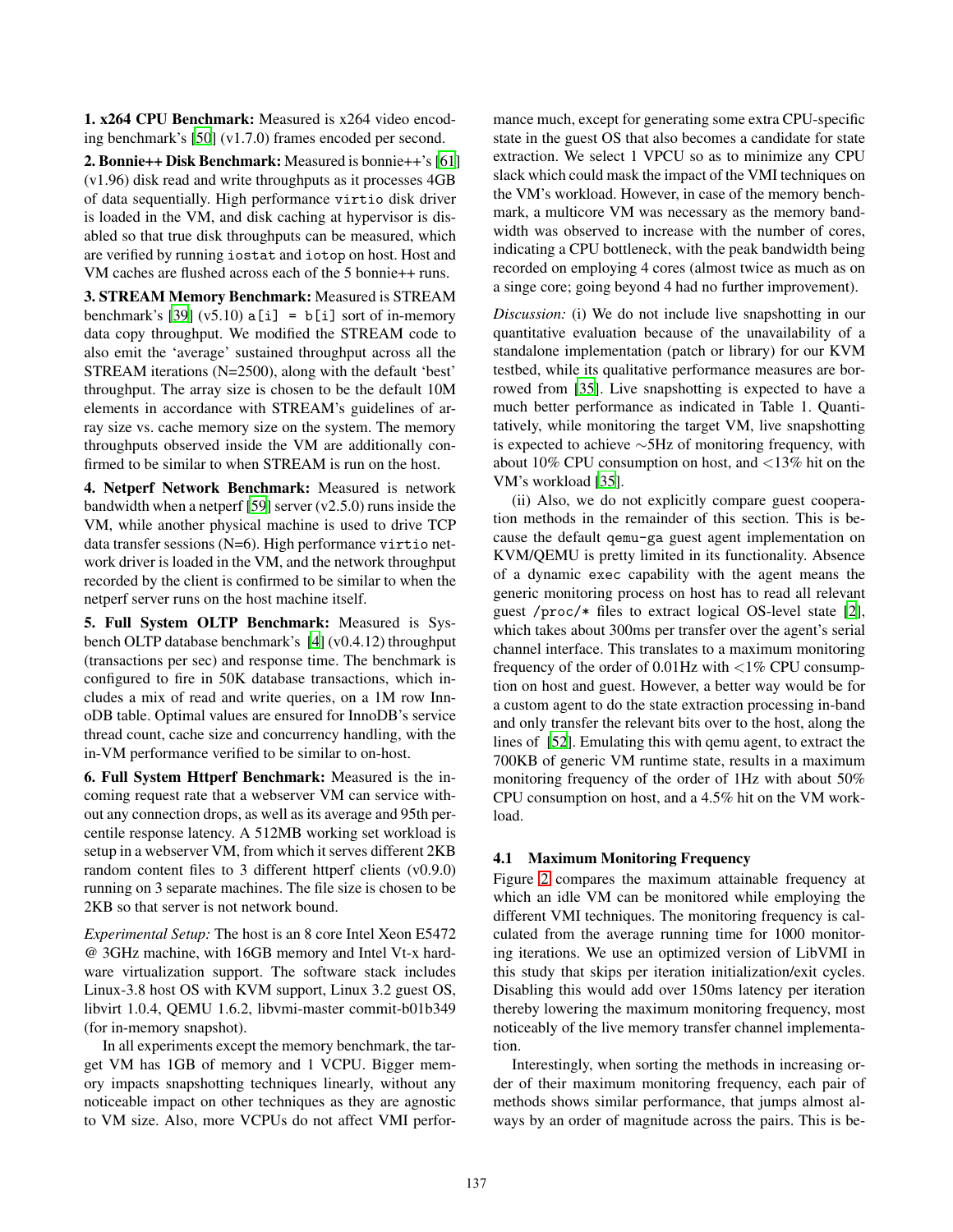**1. x264 CPU Benchmark:** Measured is x264 video encoding benchmark's [50] (v1.7.0) frames encoded per second.

**2. Bonnie++ Disk Benchmark:** Measured is bonnie++'s [61] (v1.96) disk read and write throughputs as it processes 4GB of data sequentially. High performance `virtio` disk driver is loaded in the VM, and disk caching at hypervisor is disabled so that true disk throughputs can be measured, which are verified by running `iostat` and `iotop` on host. Host and VM caches are flushed across each of the 5 bonnie++ runs.

**3. STREAM Memory Benchmark:** Measured is STREAM benchmark's [39] (v5.10) `a[i] = b[i]` sort of in-memory data copy throughput. We modified the STREAM code to also emit the 'average' sustained throughput across all the STREAM iterations (N=2500), along with the default 'best' throughput. The array size is chosen to be the default 10M elements in accordance with STREAM's guidelines of array size vs. cache memory size on the system. The memory throughputs observed inside the VM are additionally confirmed to be similar to when STREAM is run on the host.

**4. Netperf Network Benchmark:** Measured is network bandwidth when a netperf [59] server (v2.5.0) runs inside the VM, while another physical machine is used to drive TCP data transfer sessions (N=6). High performance `virtio` network driver is loaded in the VM, and the network throughput recorded by the client is confirmed to be similar to when the netperf server runs on the host machine itself.

**5. Full System OLTP Benchmark:** Measured is Sysbench OLTP database benchmark's [4] (v0.4.12) throughput (transactions per sec) and response time. The benchmark is configured to fire in 50K database transactions, which includes a mix of read and write queries, on a 1M row InnoDB table. Optimal values are ensured for InnoDB's service thread count, cache size and concurrency handling, with the in-VM performance verified to be similar to on-host.

**6. Full System Httperf Benchmark:** Measured is the incoming request rate that a webserver VM can service without any connection drops, as well as its average and 95th percentile response latency. A 512MB working set workload is setup in a webserver VM, from which it serves different 2KB random content files to 3 different httperf clients (v0.9.0) running on 3 separate machines. The file size is chosen to be 2KB so that server is not network bound.

*Experimental Setup:* The host is an 8 core Intel Xeon E5472 @ 3GHz machine, with 16GB memory and Intel Vt-x hardware virtualization support. The software stack includes Linux-3.8 host OS with KVM support, Linux 3.2 guest OS, libvirt 1.0.4, QEMU 1.6.2, libvmi-master commit-b01b349 (for in-memory snapshot).

In all experiments except the memory benchmark, the target VM has 1GB of memory and 1 VCPU. Bigger memory impacts snapshotting techniques linearly, without any noticeable impact on other techniques as they are agnostic to VM size. Also, more VCPUs do not affect VMI performance much, except for generating some extra CPU-specific state in the guest OS that also becomes a candidate for state extraction. We select 1 VPCU so as to minimize any CPU slack which could mask the impact of the VMI techniques on the VM's workload. However, in case of the memory benchmark, a multicore VM was necessary as the memory bandwidth was observed to increase with the number of cores, indicating a CPU bottleneck, with the peak bandwidth being recorded on employing 4 cores (almost twice as much as on a singe core; going beyond 4 had no further improvement).

*Discussion:* (i) We do not include live snapshotting in our quantitative evaluation because of the unavailability of a standalone implementation (patch or library) for our KVM testbed, while its qualitative performance measures are borrowed from [35]. Live snapshotting is expected to have a much better performance as indicated in Table 1. Quantitatively, while monitoring the target VM, live snapshotting is expected to achieve ∼5Hz of monitoring frequency, with about 10% CPU consumption on host, and <13% hit on the VM's workload [35].

(ii) Also, we do not explicitly compare guest cooperation methods in the remainder of this section. This is because the default `qemu-ga` guest agent implementation on KVM/QEMU is pretty limited in its functionality. Absence of a dynamic `exec` capability with the agent means the generic monitoring process on host has to read all relevant guest `/proc/*` files to extract logical OS-level state [2], which takes about 300ms per transfer over the agent's serial channel interface. This translates to a maximum monitoring frequency of the order of 0.01Hz with <1% CPU consumption on host and guest. However, a better way would be for a custom agent to do the state extraction processing in-band and only transfer the relevant bits over to the host, along the lines of [52]. Emulating this with qemu agent, to extract the 700KB of generic VM runtime state, results in a maximum monitoring frequency of the order of 1Hz with about 50% CPU consumption on host, and a 4.5% hit on the VM workload.

### 4.1 Maximum Monitoring Frequency

Figure 2 compares the maximum attainable frequency at which an idle VM can be monitored while employing the different VMI techniques. The monitoring frequency is calculated from the average running time for 1000 monitoring iterations. We use an optimized version of LibVMI in this study that skips per iteration initialization/exit cycles. Disabling this would add over 150ms latency per iteration thereby lowering the maximum monitoring frequency, most noticeably of the live memory transfer channel implementation.

Interestingly, when sorting the methods in increasing order of their maximum monitoring frequency, each pair of methods shows similar performance, that jumps almost always by an order of magnitude across the pairs. This is be-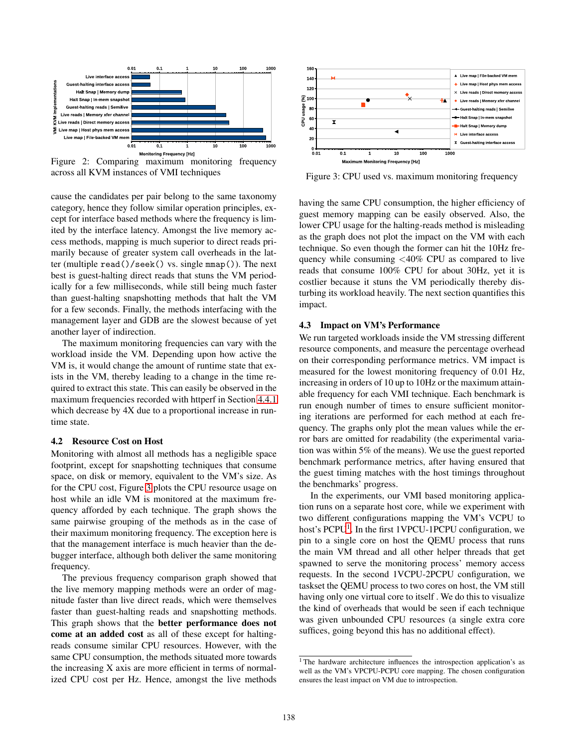Figure 2: Comparing maximum monitoring frequency across all KVM instances of VMI techniques

Figure 3: CPU used vs. maximum monitoring frequency

cause the candidates per pair belong to the same taxonomy category, hence they follow similar operation principles, except for interface based methods where the frequency is limited by the interface latency. Amongst the live memory access methods, mapping is much superior to direct reads primarily because of greater system call overheads in the latter (multiple `read()/seek()` vs. single `mmap()`). The next best is guest-halting direct reads that stuns the VM periodically for a few milliseconds, while still being much faster than guest-halting snapshotting methods that halt the VM for a few seconds. Finally, the methods interfacing with the management layer and GDB are the slowest because of yet another layer of indirection.

The maximum monitoring frequencies can vary with the workload inside the VM. Depending upon how active the VM is, it would change the amount of runtime state that exists in the VM, thereby leading to a change in the time required to extract this state. This can easily be observed in the maximum frequencies recorded with httperf in Section 4.4.1 which decrease by 4X due to a proportional increase in runtime state.

### 4.2 Resource Cost on Host

Monitoring with almost all methods has a negligible space footprint, except for snapshotting techniques that consume space, on disk or memory, equivalent to the VM's size. As for the CPU cost, Figure 3 plots the CPU resource usage on host while an idle VM is monitored at the maximum frequency afforded by each technique. The graph shows the same pairwise grouping of the methods as in the case of their maximum monitoring frequency. The exception here is that the management interface is much heavier than the debugger interface, although both deliver the same monitoring frequency.

The previous frequency comparison graph showed that the live memory mapping methods were an order of magnitude faster than live direct reads, which were themselves faster than guest-halting reads and snapshotting methods. This graph shows that the **better performance does not come at an added cost** as all of these except for halting-reads consume similar CPU resources. However, with the same CPU consumption, the methods situated more towards the increasing X axis are more efficient in terms of normalized CPU cost per Hz. Hence, amongst the live methods having the same CPU consumption, the higher efficiency of guest memory mapping can be easily observed. Also, the lower CPU usage for the halting-reads method is misleading as the graph does not plot the impact on the VM with each technique. So even though the former can hit the 10Hz frequency while consuming <40% CPU as compared to live reads that consume 100% CPU for about 30Hz, yet it is costlier because it stuns the VM periodically thereby disturbing its workload heavily. The next section quantifies this impact.

### 4.3 Impact on VM's Performance

We run targeted workloads inside the VM stressing different resource components, and measure the percentage overhead on their corresponding performance metrics. VM impact is measured for the lowest monitoring frequency of 0.01 Hz, increasing in orders of 10 up to 10Hz or the maximum attainable frequency for each VMI technique. Each benchmark is run enough number of times to ensure sufficient monitoring iterations are performed for each method at each frequency. The graphs only plot the mean values while the error bars are omitted for readability (the experimental variation was within 5% of the means). We use the guest reported benchmark performance metrics, after having ensured that the guest timing matches with the host timings throughout the benchmarks' progress.

In the experiments, our VMI based monitoring application runs on a separate host core, while we experiment with two different configurations mapping the VM's VCPU to host's PCPU[1]. In the first 1VPCU-1PCPU configuration, we pin to a single core on host the QEMU process that runs the main VM thread and all other helper threads that get spawned to serve the monitoring process' memory access requests. In the second 1VCPU-2PCPU configuration, we taskset the QEMU process to two cores on host, the VM still having only one virtual core to itself . We do this to visualize the kind of overheads that would be seen if each technique was given unbounded CPU resources (a single extra core suffices, going beyond this has no additional effect).

[1] The hardware architecture influences the introspection application's as well as the VM's VPCPU-PCPU core mapping. The chosen configuration ensures the least impact on VM due to introspection.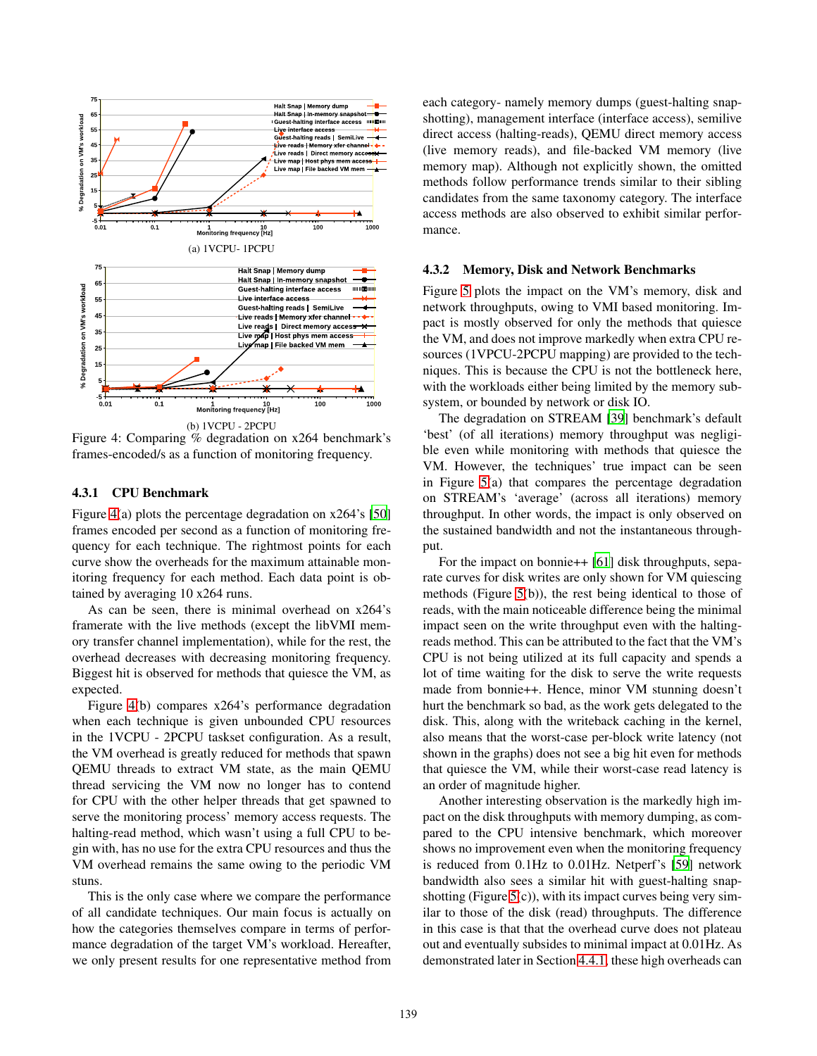(a) 1VCPU- 1PCPU

(b) 1VCPU - 2PCPU

Figure 4: Comparing % degradation on x264 benchmark's frames-encoded/s as a function of monitoring frequency.

### 4.3.1 CPU Benchmark

Figure 4(a) plots the percentage degradation on x264's [50] frames encoded per second as a function of monitoring frequency for each technique. The rightmost points for each curve show the overheads for the maximum attainable monitoring frequency for each method. Each data point is obtained by averaging 10 x264 runs.

As can be seen, there is minimal overhead on x264's framerate with the live methods (except the libVMI memory transfer channel implementation), while for the rest, the overhead decreases with decreasing monitoring frequency. Biggest hit is observed for methods that quiesce the VM, as expected.

Figure 4(b) compares x264's performance degradation when each technique is given unbounded CPU resources in the 1VCPU - 2PCPU taskset configuration. As a result, the VM overhead is greatly reduced for methods that spawn QEMU threads to extract VM state, as the main QEMU thread servicing the VM now no longer has to contend for CPU with the other helper threads that get spawned to serve the monitoring process' memory access requests. The halting-read method, which wasn't using a full CPU to begin with, has no use for the extra CPU resources and thus the VM overhead remains the same owing to the periodic VM stuns.

This is the only case where we compare the performance of all candidate techniques. Our main focus is actually on how the categories themselves compare in terms of performance degradation of the target VM's workload. Hereafter, we only present results for one representative method from each category- namely memory dumps (guest-halting snapshotting), management interface (interface access), semilive direct access (halting-reads), QEMU direct memory access (live memory reads), and file-backed VM memory (live memory map). Although not explicitly shown, the omitted methods follow performance trends similar to their sibling candidates from the same taxonomy category. The interface access methods are also observed to exhibit similar performance.

### 4.3.2 Memory, Disk and Network Benchmarks

Figure 5 plots the impact on the VM's memory, disk and network throughputs, owing to VMI based monitoring. Impact is mostly observed for only the methods that quiesce the VM, and does not improve markedly when extra CPU resources (1VPCU-2PCPU mapping) are provided to the techniques. This is because the CPU is not the bottleneck here, with the workloads either being limited by the memory subsystem, or bounded by network or disk IO.

The degradation on STREAM [39] benchmark's default 'best' (of all iterations) memory throughput was negligible even while monitoring with methods that quiesce the VM. However, the techniques' true impact can be seen in Figure 5(a) that compares the percentage degradation on STREAM's 'average' (across all iterations) memory throughput. In other words, the impact is only observed on the sustained bandwidth and not the instantaneous throughput.

For the impact on bonnie++ [61] disk throughputs, separate curves for disk writes are only shown for VM quiescing methods (Figure 5(b)), the rest being identical to those of reads, with the main noticeable difference being the minimal impact seen on the write throughput even with the halting-reads method. This can be attributed to the fact that the VM's CPU is not being utilized at its full capacity and spends a lot of time waiting for the disk to serve the write requests made from bonnie++. Hence, minor VM stunning doesn't hurt the benchmark so bad, as the work gets delegated to the disk. This, along with the writeback caching in the kernel, also means that the worst-case per-block write latency (not shown in the graphs) does not see a big hit even for methods that quiesce the VM, while their worst-case read latency is an order of magnitude higher.

Another interesting observation is the markedly high impact on the disk throughputs with memory dumping, as compared to the CPU intensive benchmark, which moreover shows no improvement even when the monitoring frequency is reduced from 0.1Hz to 0.01Hz. Netperf's [59] network bandwidth also sees a similar hit with guest-halting snapshotting (Figure 5(c)), with its impact curves being very similar to those of the disk (read) throughputs. The difference in this case is that that the overhead curve does not plateau out and eventually subsides to minimal impact at 0.01Hz. As demonstrated later in Section 4.4.1, these high overheads can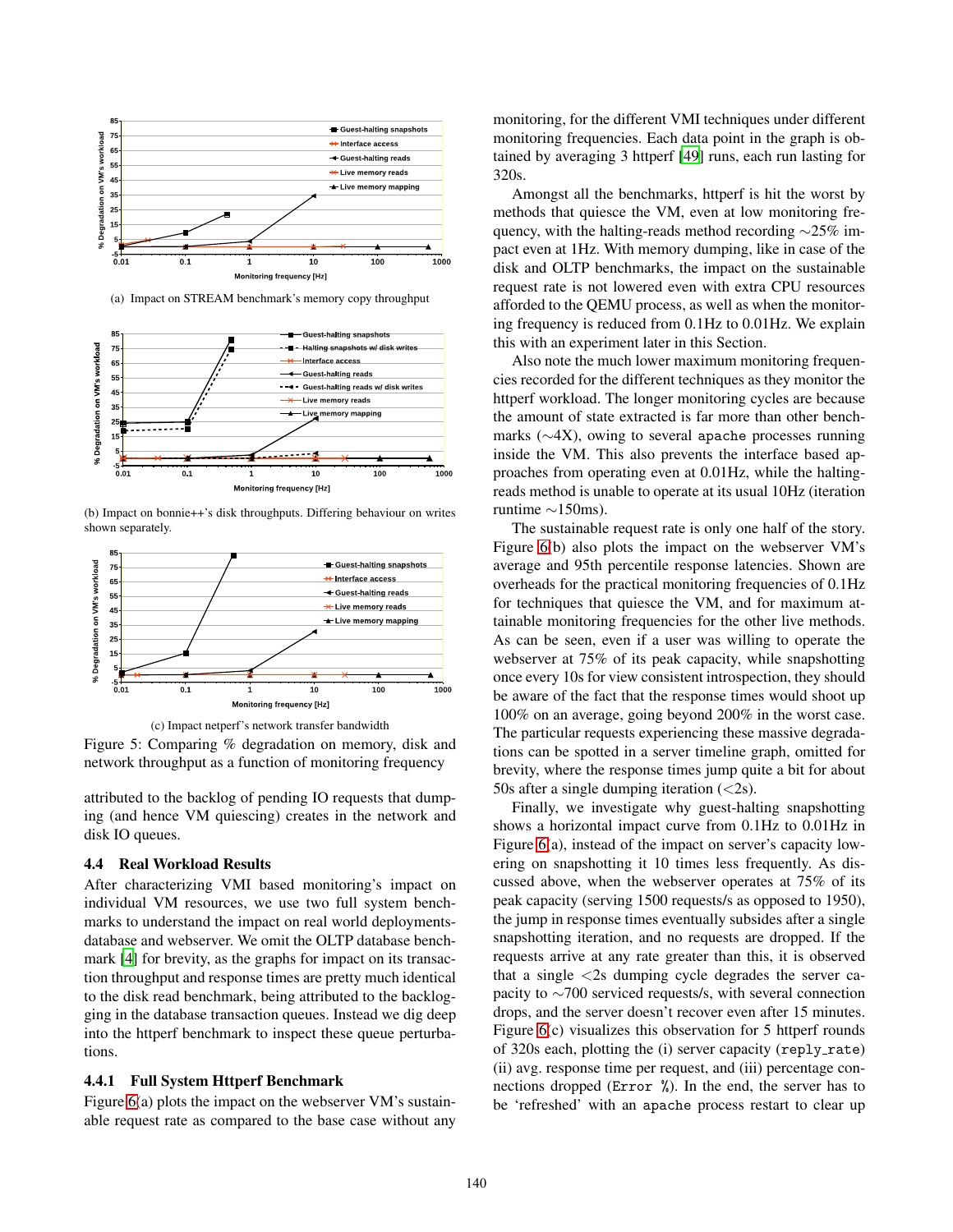(a) Impact on STREAM benchmark's memory copy throughput

(b) Impact on bonnie++'s disk throughputs. Differing behaviour on writes shown separately.

(c) Impact netperf's network transfer bandwidth

Figure 5: Comparing % degradation on memory, disk and network throughput as a function of monitoring frequency

attributed to the backlog of pending IO requests that dumping (and hence VM quiescing) creates in the network and disk IO queues.

### 4.4 Real Workload Results

After characterizing VMI based monitoring's impact on individual VM resources, we use two full system benchmarks to understand the impact on real world deployments-database and webserver. We omit the OLTP database benchmark [4] for brevity, as the graphs for impact on its transaction throughput and response times are pretty much identical to the disk read benchmark, being attributed to the backlogging in the database transaction queues. Instead we dig deep into the httperf benchmark to inspect these queue perturbations.

#### 4.4.1 Full System Httperf Benchmark

Figure 6(a) plots the impact on the webserver VM's sustainable request rate as compared to the base case without any monitoring, for the different VMI techniques under different monitoring frequencies. Each data point in the graph is obtained by averaging 3 httperf [49] runs, each run lasting for 320s.

Amongst all the benchmarks, httperf is hit the worst by methods that quiesce the VM, even at low monitoring frequency, with the halting-reads method recording ∼25% impact even at 1Hz. With memory dumping, like in case of the disk and OLTP benchmarks, the impact on the sustainable request rate is not lowered even with extra CPU resources afforded to the QEMU process, as well as when the monitoring frequency is reduced from 0.1Hz to 0.01Hz. We explain this with an experiment later in this Section.

Also note the much lower maximum monitoring frequencies recorded for the different techniques as they monitor the httperf workload. The longer monitoring cycles are because the amount of state extracted is far more than other benchmarks (∼4X), owing to several `apache` processes running inside the VM. This also prevents the interface based approaches from operating even at 0.01Hz, while the halting-reads method is unable to operate at its usual 10Hz (iteration runtime ∼150ms).

The sustainable request rate is only one half of the story. Figure 6(b) also plots the impact on the webserver VM's average and 95th percentile response latencies. Shown are overheads for the practical monitoring frequencies of 0.1Hz for techniques that quiesce the VM, and for maximum attainable monitoring frequencies for the other live methods. As can be seen, even if a user was willing to operate the webserver at 75% of its peak capacity, while snapshotting once every 10s for view consistent introspection, they should be aware of the fact that the response times would shoot up 100% on an average, going beyond 200% in the worst case. The particular requests experiencing these massive degradations can be spotted in a server timeline graph, omitted for brevity, where the response times jump quite a bit for about 50s after a single dumping iteration (<2s).

Finally, we investigate why guest-halting snapshotting shows a horizontal impact curve from 0.1Hz to 0.01Hz in Figure 6(a), instead of the impact on server's capacity lowering on snapshotting it 10 times less frequently. As discussed above, when the webserver operates at 75% of its peak capacity (serving 1500 requests/s as opposed to 1950), the jump in response times eventually subsides after a single snapshotting iteration, and no requests are dropped. If the requests arrive at any rate greater than this, it is observed that a single <2s dumping cycle degrades the server capacity to ∼700 serviced requests/s, with several connection drops, and the server doesn't recover even after 15 minutes. Figure 6(c) visualizes this observation for 5 httperf rounds of 320s each, plotting the (i) server capacity (`reply_rate`) (ii) avg. response time per request, and (iii) percentage connections dropped (`Error %`). In the end, the server has to be 'refreshed' with an `apache` process restart to clear up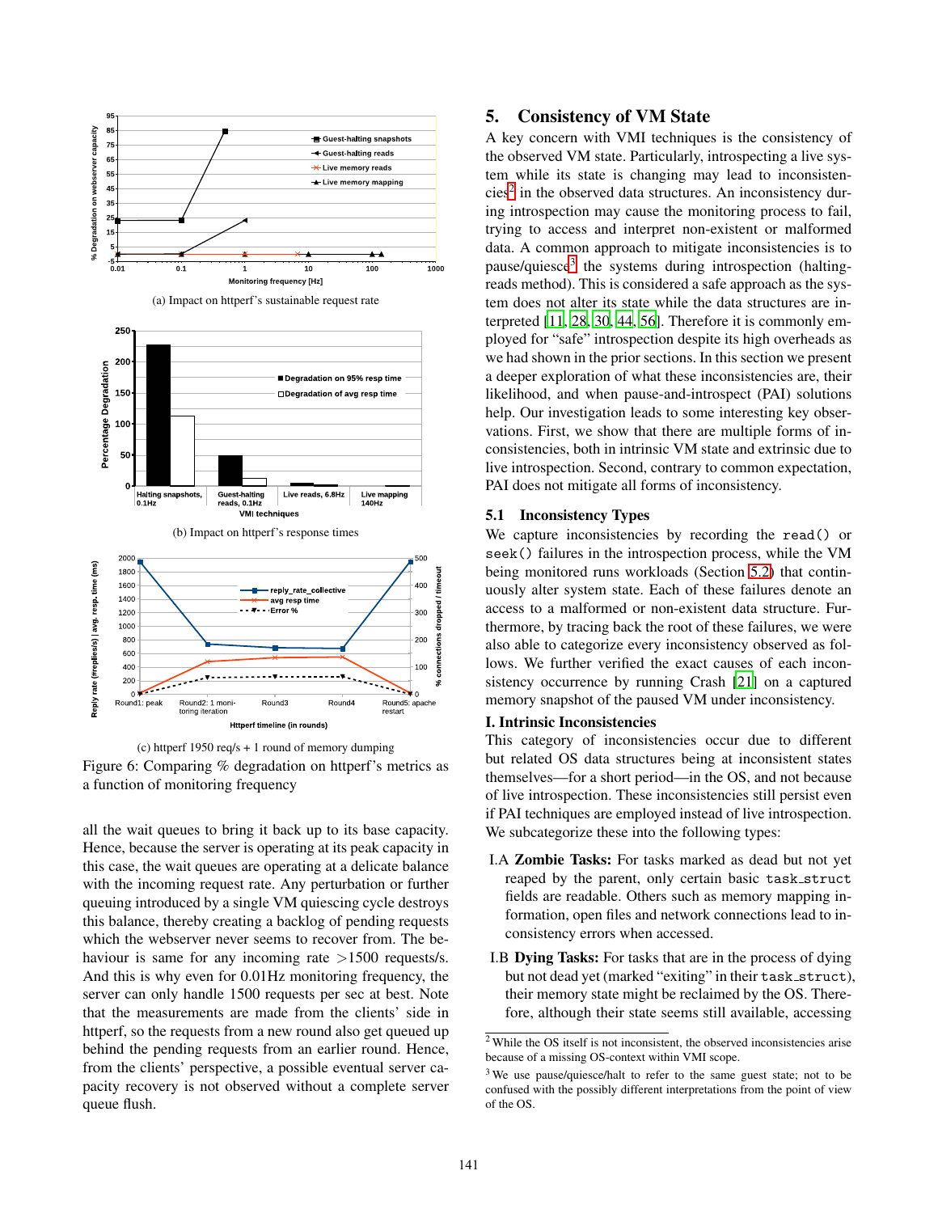(a) Impact on httperf's sustainable request rate

(b) Impact on httperf's response times

(c) httperf 1950 req/s + 1 round of memory dumping

Figure 6: Comparing % degradation on httperf's metrics as a function of monitoring frequency

all the wait queues to bring it back up to its base capacity. Hence, because the server is operating at its peak capacity in this case, the wait queues are operating at a delicate balance with the incoming request rate. Any perturbation or further queuing introduced by a single VM quiescing cycle destroys this balance, thereby creating a backlog of pending requests which the webserver never seems to recover from. The behaviour is same for any incoming rate >1500 requests/s. And this is why even for 0.01Hz monitoring frequency, the server can only handle 1500 requests per sec at best. Note that the measurements are made from the clients' side in httperf, so the requests from a new round also get queued up behind the pending requests from an earlier round. Hence, from the clients' perspective, a possible eventual server capacity recovery is not observed without a complete server queue flush.

## 5. Consistency of VM State

A key concern with VMI techniques is the consistency of the observed VM state. Particularly, introspecting a live system while its state is changing may lead to inconsistencies[2] in the observed data structures. An inconsistency during introspection may cause the monitoring process to fail, trying to access and interpret non-existent or malformed data. A common approach to mitigate inconsistencies is to pause/quiesce[3] the systems during introspection (halting-reads method). This is considered a safe approach as the system does not alter its state while the data structures are interpreted [11, 28, 30, 44, 56]. Therefore it is commonly employed for "safe" introspection despite its high overheads as we had shown in the prior sections. In this section we present a deeper exploration of what these inconsistencies are, their likelihood, and when pause-and-introspect (PAI) solutions help. Our investigation leads to some interesting key observations. First, we show that there are multiple forms of inconsistencies, both in intrinsic VM state and extrinsic due to live introspection. Second, contrary to common expectation, PAI does not mitigate all forms of inconsistency.

### 5.1 Inconsistency Types

We capture inconsistencies by recording the `read()` or `seek()` failures in the introspection process, while the VM being monitored runs workloads (Section 5.2) that continuously alter system state. Each of these failures denote an access to a malformed or non-existent data structure. Furthermore, by tracing back the root of these failures, we were also able to categorize every inconsistency observed as follows. We further verified the exact causes of each inconsistency occurrence by running Crash [21] on a captured memory snapshot of the paused VM under inconsistency.

**I. Intrinsic Inconsistencies**

This category of inconsistencies occur due to different but related OS data structures being at inconsistent states themselves—for a short period—in the OS, and not because of live introspection. These inconsistencies still persist even if PAI techniques are employed instead of live introspection. We subcategorize these into the following types:

- I.A **Zombie Tasks:** For tasks marked as dead but not yet reaped by the parent, only certain basic `task_struct` fields are readable. Others such as memory mapping information, open files and network connections lead to inconsistency errors when accessed.
- I.B **Dying Tasks:** For tasks that are in the process of dying but not dead yet (marked "exiting" in their `task_struct`), their memory state might be reclaimed by the OS. Therefore, although their state seems still available, accessing

[2] While the OS itself is not inconsistent, the observed inconsistencies arise because of a missing OS-context within VMI scope.

[3] We use pause/quiesce/halt to refer to the same guest state; not to be confused with the possibly different interpretations from the point of view of the OS.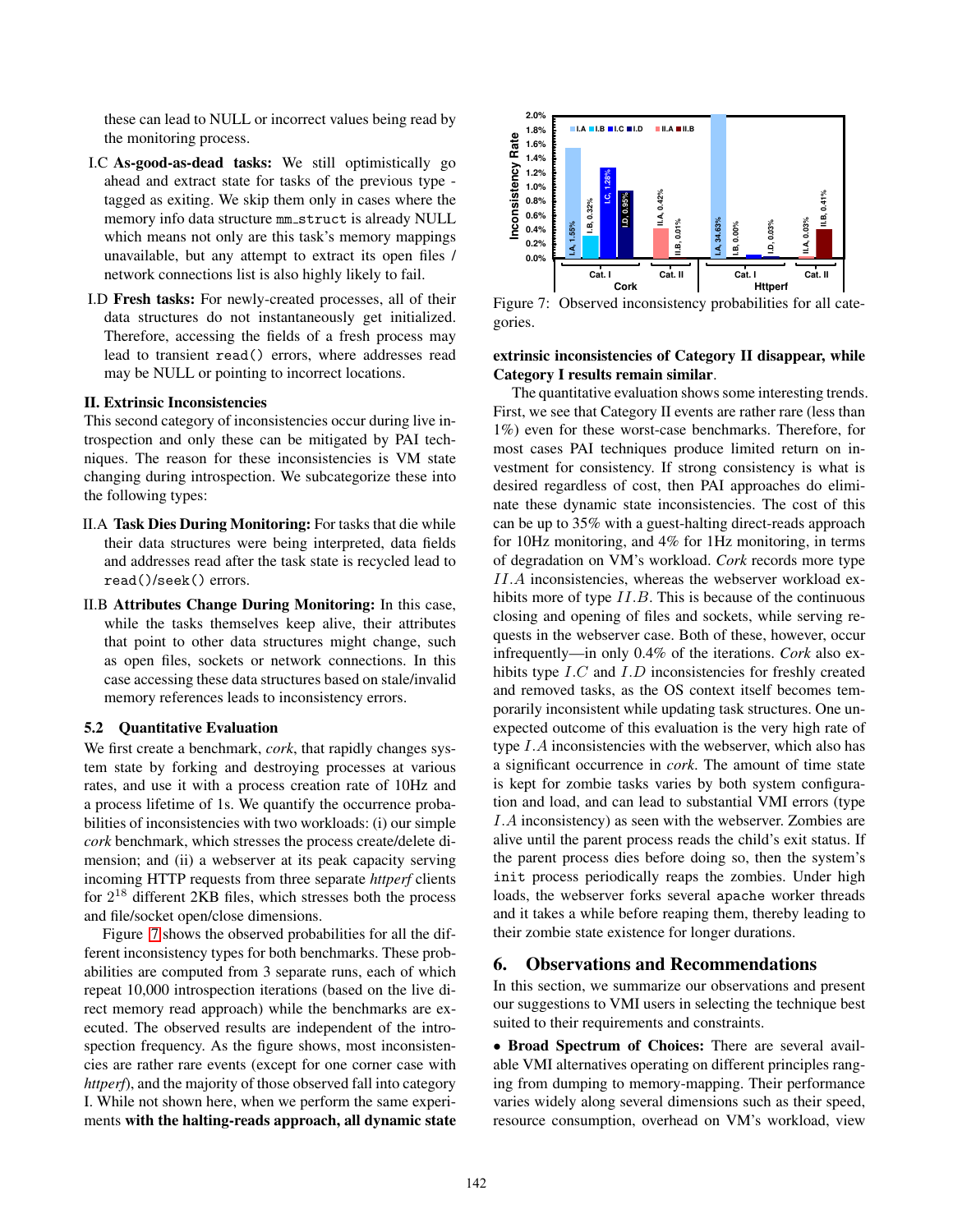these can lead to NULL or incorrect values being read by the monitoring process.

I.C **As-good-as-dead tasks:** We still optimistically go ahead and extract state for tasks of the previous type - tagged as exiting. We skip them only in cases where the memory info data structure mm_struct is already NULL which means not only are this task's memory mappings unavailable, but any attempt to extract its open files / network connections list is also highly likely to fail.

I.D **Fresh tasks:** For newly-created processes, all of their data structures do not instantaneously get initialized. Therefore, accessing the fields of a fresh process may lead to transient `read()` errors, where addresses read may be NULL or pointing to incorrect locations.

**II. Extrinsic Inconsistencies**

This second category of inconsistencies occur during live introspection and only these can be mitigated by PAI techniques. The reason for these inconsistencies is VM state changing during introspection. We subcategorize these into the following types:

II.A **Task Dies During Monitoring:** For tasks that die while their data structures were being interpreted, data fields and addresses read after the task state is recycled lead to `read()/seek()` errors.

II.B **Attributes Change During Monitoring:** In this case, while the tasks themselves keep alive, their attributes that point to other data structures might change, such as open files, sockets or network connections. In this case accessing these data structures based on stale/invalid memory references leads to inconsistency errors.

### 5.2 Quantitative Evaluation

We first create a benchmark, *cork*, that rapidly changes system state by forking and destroying processes at various rates, and use it with a process creation rate of 10Hz and a process lifetime of 1s. We quantify the occurrence probabilities of inconsistencies with two workloads: (i) our simple *cork* benchmark, which stresses the process create/delete dimension; and (ii) a webserver at its peak capacity serving incoming HTTP requests from three separate *httperf* clients for $2^{18}$ different 2KB files, which stresses both the process and file/socket open/close dimensions.

Figure 7 shows the observed probabilities for all the different inconsistency types for both benchmarks. These probabilities are computed from 3 separate runs, each of which repeat 10,000 introspection iterations (based on the live direct memory read approach) while the benchmarks are executed. The observed results are independent of the introspection frequency. As the figure shows, most inconsistencies are rather rare events (except for one corner case with *httperf*), and the majority of those observed fall into category I. While not shown here, when we perform the same experiments **with the halting-reads approach, all dynamic state extrinsic inconsistencies of Category II disappear, while Category I results remain similar**.

Figure 7: Observed inconsistency probabilities for all categories.

The quantitative evaluation shows some interesting trends. First, we see that Category II events are rather rare (less than 1%) even for these worst-case benchmarks. Therefore, for most cases PAI techniques produce limited return on investment for consistency. If strong consistency is what is desired regardless of cost, then PAI approaches do eliminate these dynamic state inconsistencies. The cost of this can be up to 35% with a guest-halting direct-reads approach for 10Hz monitoring, and 4% for 1Hz monitoring, in terms of degradation on VM's workload. *Cork* records more type $II.A$ inconsistencies, whereas the webserver workload exhibits more of type $II.B$. This is because of the continuous closing and opening of files and sockets, while serving requests in the webserver case. Both of these, however, occur infrequently—in only 0.4% of the iterations. *Cork* also exhibits type $I.C$ and $I.D$ inconsistencies for freshly created and removed tasks, as the OS context itself becomes temporarily inconsistent while updating task structures. One unexpected outcome of this evaluation is the very high rate of type $I.A$ inconsistencies with the webserver, which also has a significant occurrence in *cork*. The amount of time state is kept for zombie tasks varies by both system configuration and load, and can lead to substantial VMI errors (type $I.A$ inconsistency) as seen with the webserver. Zombies are alive until the parent process reads the child's exit status. If the parent process dies before doing so, then the system's `init` process periodically reaps the zombies. Under high loads, the webserver forks several `apache` worker threads and it takes a while before reaping them, thereby leading to their zombie state existence for longer durations.

## 6. Observations and Recommendations

In this section, we summarize our observations and present our suggestions to VMI users in selecting the technique best suited to their requirements and constraints.

• **Broad Spectrum of Choices:** There are several available VMI alternatives operating on different principles ranging from dumping to memory-mapping. Their performance varies widely along several dimensions such as their speed, resource consumption, overhead on VM's workload, view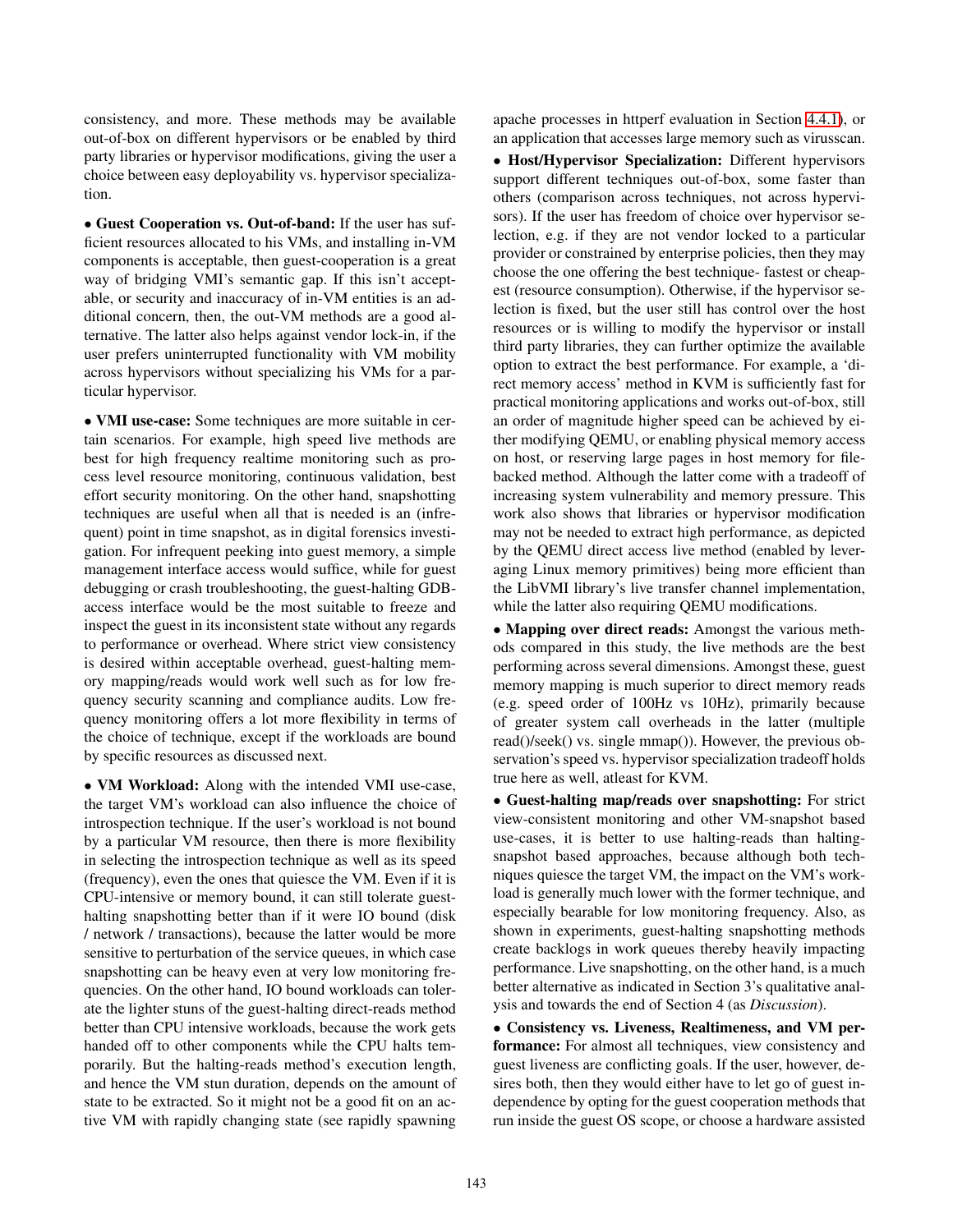consistency, and more. These methods may be available out-of-box on different hypervisors or be enabled by third party libraries or hypervisor modifications, giving the user a choice between easy deployability vs. hypervisor specialization.

• **Guest Cooperation vs. Out-of-band:** If the user has sufficient resources allocated to his VMs, and installing in-VM components is acceptable, then guest-cooperation is a great way of bridging VMI's semantic gap. If this isn't acceptable, or security and inaccuracy of in-VM entities is an additional concern, then, the out-VM methods are a good alternative. The latter also helps against vendor lock-in, if the user prefers uninterrupted functionality with VM mobility across hypervisors without specializing his VMs for a particular hypervisor.

• **VMI use-case:** Some techniques are more suitable in certain scenarios. For example, high speed live methods are best for high frequency realtime monitoring such as process level resource monitoring, continuous validation, best effort security monitoring. On the other hand, snapshotting techniques are useful when all that is needed is an (infrequent) point in time snapshot, as in digital forensics investigation. For infrequent peeking into guest memory, a simple management interface access would suffice, while for guest debugging or crash troubleshooting, the guest-halting GDB-access interface would be the most suitable to freeze and inspect the guest in its inconsistent state without any regards to performance or overhead. Where strict view consistency is desired within acceptable overhead, guest-halting memory mapping/reads would work well such as for low frequency security scanning and compliance audits. Low frequency monitoring offers a lot more flexibility in terms of the choice of technique, except if the workloads are bound by specific resources as discussed next.

• **VM Workload:** Along with the intended VMI use-case, the target VM's workload can also influence the choice of introspection technique. If the user's workload is not bound by a particular VM resource, then there is more flexibility in selecting the introspection technique as well as its speed (frequency), even the ones that quiesce the VM. Even if it is CPU-intensive or memory bound, it can still tolerate guest-halting snapshotting better than if it were IO bound (disk / network / transactions), because the latter would be more sensitive to perturbation of the service queues, in which case snapshotting can be heavy even at very low monitoring frequencies. On the other hand, IO bound workloads can tolerate the lighter stuns of the guest-halting direct-reads method better than CPU intensive workloads, because the work gets handed off to other components while the CPU halts temporarily. But the halting-reads method's execution length, and hence the VM stun duration, depends on the amount of state to be extracted. So it might not be a good fit on an active VM with rapidly changing state (see rapidly spawning apache processes in httperf evaluation in Section 4.4.1), or an application that accesses large memory such as virusscan.

• **Host/Hypervisor Specialization:** Different hypervisors support different techniques out-of-box, some faster than others (comparison across techniques, not across hypervisors). If the user has freedom of choice over hypervisor selection, e.g. if they are not vendor locked to a particular provider or constrained by enterprise policies, then they may choose the one offering the best technique- fastest or cheapest (resource consumption). Otherwise, if the hypervisor selection is fixed, but the user still has control over the host resources or is willing to modify the hypervisor or install third party libraries, they can further optimize the available option to extract the best performance. For example, a 'direct memory access' method in KVM is sufficiently fast for practical monitoring applications and works out-of-box, still an order of magnitude higher speed can be achieved by either modifying QEMU, or enabling physical memory access on host, or reserving large pages in host memory for file-backed method. Although the latter come with a tradeoff of increasing system vulnerability and memory pressure. This work also shows that libraries or hypervisor modification may not be needed to extract high performance, as depicted by the QEMU direct access live method (enabled by leveraging Linux memory primitives) being more efficient than the LibVMI library's live transfer channel implementation, while the latter also requiring QEMU modifications.

• **Mapping over direct reads:** Amongst the various methods compared in this study, the live methods are the best performing across several dimensions. Amongst these, guest memory mapping is much superior to direct memory reads (e.g. speed order of 100Hz vs 10Hz), primarily because of greater system call overheads in the latter (multiple read()/seek() vs. single mmap()). However, the previous observation's speed vs. hypervisor specialization tradeoff holds true here as well, atleast for KVM.

• **Guest-halting map/reads over snapshotting:** For strict view-consistent monitoring and other VM-snapshot based use-cases, it is better to use halting-reads than halting-snapshot based approaches, because although both techniques quiesce the target VM, the impact on the VM's workload is generally much lower with the former technique, and especially bearable for low monitoring frequency. Also, as shown in experiments, guest-halting snapshotting methods create backlogs in work queues thereby heavily impacting performance. Live snapshotting, on the other hand, is a much better alternative as indicated in Section 3's qualitative analysis and towards the end of Section 4 (as *Discussion*).

• **Consistency vs. Liveness, Realtimeness, and VM performance:** For almost all techniques, view consistency and guest liveness are conflicting goals. If the user, however, desires both, then they would either have to let go of guest independence by opting for the guest cooperation methods that run inside the guest OS scope, or choose a hardware assisted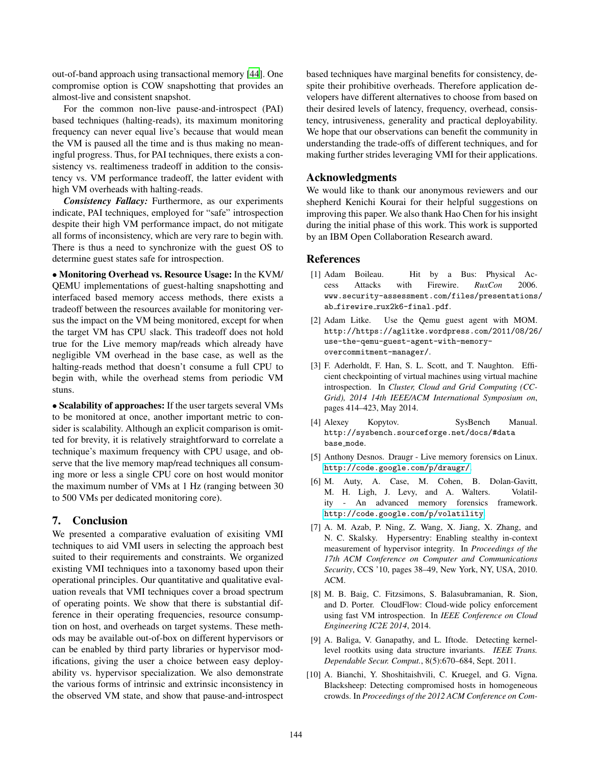out-of-band approach using transactional memory [44]. One compromise option is COW snapshotting that provides an almost-live and consistent snapshot.

For the common non-live pause-and-introspect (PAI) based techniques (halting-reads), its maximum monitoring frequency can never equal live's because that would mean the VM is paused all the time and is thus making no meaningful progress. Thus, for PAI techniques, there exists a consistency vs. realtimeness tradeoff in addition to the consistency vs. VM performance tradeoff, the latter evident with high VM overheads with halting-reads.

***Consistency Fallacy:*** Furthermore, as our experiments indicate, PAI techniques, employed for "safe" introspection despite their high VM performance impact, do not mitigate all forms of inconsistency, which are very rare to begin with. There is thus a need to synchronize with the guest OS to determine guest states safe for introspection.

• **Monitoring Overhead vs. Resource Usage:** In the KVM/ QEMU implementations of guest-halting snapshotting and interfaced based memory access methods, there exists a tradeoff between the resources available for monitoring versus the impact on the VM being monitored, except for when the target VM has CPU slack. This tradeoff does not hold true for the Live memory map/reads which already have negligible VM overhead in the base case, as well as the halting-reads method that doesn't consume a full CPU to begin with, while the overhead stems from periodic VM stuns.

• **Scalability of approaches:** If the user targets several VMs to be monitored at once, another important metric to consider is scalability. Although an explicit comparison is omitted for brevity, it is relatively straightforward to correlate a technique's maximum frequency with CPU usage, and observe that the live memory map/read techniques all consuming more or less a single CPU core on host would monitor the maximum number of VMs at 1 Hz (ranging between 30 to 500 VMs per dedicated monitoring core).

## 7. Conclusion

We presented a comparative evaluation of exisiting VMI techniques to aid VMI users in selecting the approach best suited to their requirements and constraints. We organized existing VMI techniques into a taxonomy based upon their operational principles. Our quantitative and qualitative evaluation reveals that VMI techniques cover a broad spectrum of operating points. We show that there is substantial difference in their operating frequencies, resource consumption on host, and overheads on target systems. These methods may be available out-of-box on different hypervisors or can be enabled by third party libraries or hypervisor modifications, giving the user a choice between easy deployability vs. hypervisor specialization. We also demonstrate the various forms of intrinsic and extrinsic inconsistency in the observed VM state, and show that pause-and-introspect based techniques have marginal benefits for consistency, despite their prohibitive overheads. Therefore application developers have different alternatives to choose from based on their desired levels of latency, frequency, overhead, consistency, intrusiveness, generality and practical deployability. We hope that our observations can benefit the community in understanding the trade-offs of different techniques, and for making further strides leveraging VMI for their applications.

## Acknowledgments

We would like to thank our anonymous reviewers and our shepherd Kenichi Kourai for their helpful suggestions on improving this paper. We also thank Hao Chen for his insight during the initial phase of this work. This work is supported by an IBM Open Collaboration Research award.

## References

[1] Adam Boileau. Hit by a Bus: Physical Access Attacks with Firewire. *RuxCon* 2006. www.security-assessment.com/files/presentations/ab_firewire_rux2k6-final.pdf.

[2] Adam Litke. Use the Qemu guest agent with MOM. http://https://aglitke.wordpress.com/2011/08/26/use-the-qemu-guest-agent-with-memory-overcommitment-manager/.

[3] F. Aderholdt, F. Han, S. L. Scott, and T. Naughton. Efficient checkpointing of virtual machines using virtual machine introspection. In *Cluster, Cloud and Grid Computing (CCGrid), 2014 14th IEEE/ACM International Symposium on*, pages 414–423, May 2014.

[4] Alexey Kopytov. SysBench Manual. http://sysbench.sourceforge.net/docs/#database_mode.

[5] Anthony Desnos. Draugr - Live memory forensics on Linux. http://code.google.com/p/draugr/.

[6] M. Auty, A. Case, M. Cohen, B. Dolan-Gavitt, M. H. Ligh, J. Levy, and A. Walters. Volatility - An advanced memory forensics framework. http://code.google.com/p/volatility.

[7] A. M. Azab, P. Ning, Z. Wang, X. Jiang, X. Zhang, and N. C. Skalsky. Hypersentry: Enabling stealthy in-context measurement of hypervisor integrity. In *Proceedings of the 17th ACM Conference on Computer and Communications Security*, CCS '10, pages 38–49, New York, NY, USA, 2010. ACM.

[8] M. B. Baig, C. Fitzsimons, S. Balasubramanian, R. Sion, and D. Porter. CloudFlow: Cloud-wide policy enforcement using fast VM introspection. In *IEEE Conference on Cloud Engineering IC2E 2014*, 2014.

[9] A. Baliga, V. Ganapathy, and L. Iftode. Detecting kernel-level rootkits using data structure invariants. *IEEE Trans. Dependable Secur. Comput.*, 8(5):670–684, Sept. 2011.

[10] A. Bianchi, Y. Shoshitaishvili, C. Kruegel, and G. Vigna. Blacksheep: Detecting compromised hosts in homogeneous crowds. In *Proceedings of the 2012 ACM Conference on Com-*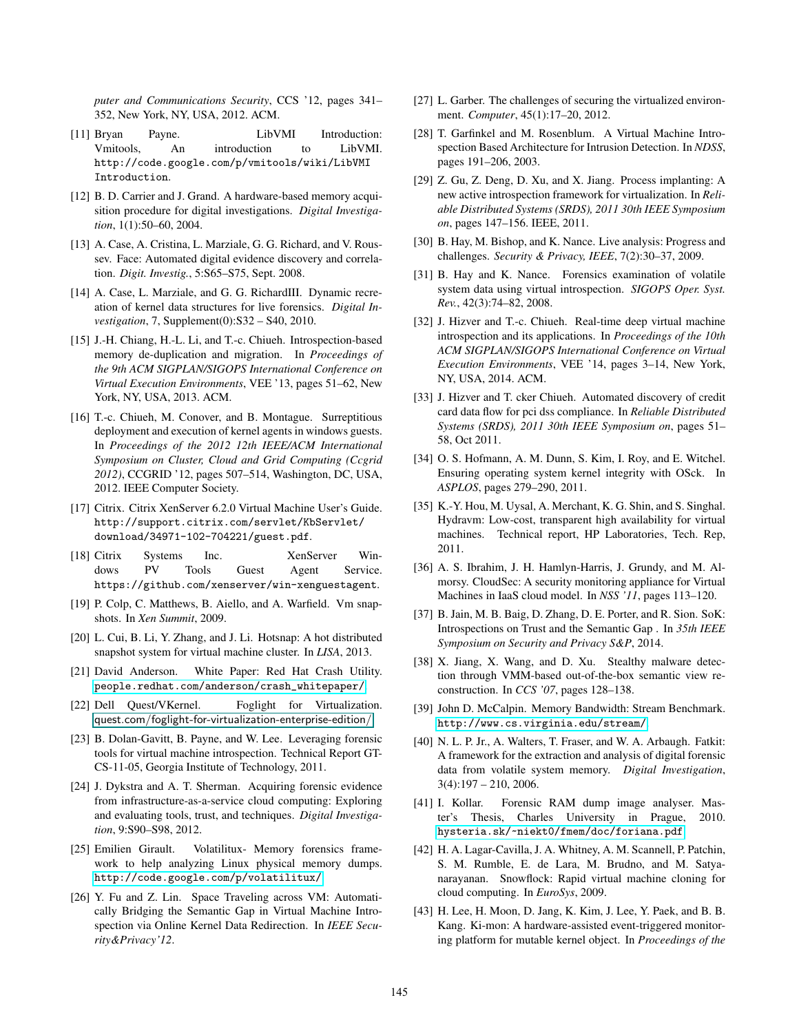puter and Communications Security*, CCS '12, pages 341–352, New York, NY, USA, 2012. ACM.

[11] Bryan Payne. LibVMI Introduction: Vmitools, An introduction to LibVMI. `http://code.google.com/p/vmitools/wiki/LibVMI Introduction`.

[12] B. D. Carrier and J. Grand. A hardware-based memory acquisition procedure for digital investigations. *Digital Investigation*, 1(1):50–60, 2004.

[13] A. Case, A. Cristina, L. Marziale, G. G. Richard, and V. Roussev. Face: Automated digital evidence discovery and correlation. *Digit. Investig.*, 5:S65–S75, Sept. 2008.

[14] A. Case, L. Marziale, and G. G. RichardIII. Dynamic recreation of kernel data structures for live forensics. *Digital Investigation*, 7, Supplement(0):S32 – S40, 2010.

[15] J.-H. Chiang, H.-L. Li, and T.-c. Chiueh. Introspection-based memory de-duplication and migration. In *Proceedings of the 9th ACM SIGPLAN/SIGOPS International Conference on Virtual Execution Environments*, VEE '13, pages 51–62, New York, NY, USA, 2013. ACM.

[16] T.-c. Chiueh, M. Conover, and B. Montague. Surreptitious deployment and execution of kernel agents in windows guests. In *Proceedings of the 2012 12th IEEE/ACM International Symposium on Cluster, Cloud and Grid Computing (Ccgrid 2012)*, CCGRID '12, pages 507–514, Washington, DC, USA, 2012. IEEE Computer Society.

[17] Citrix. Citrix XenServer 6.2.0 Virtual Machine User's Guide. `http://support.citrix.com/servlet/KbServlet/download/34971-102-704221/guest.pdf`.

[18] Citrix Systems Inc. XenServer Windows PV Tools Guest Agent Service. `https://github.com/xenserver/win-xenguestagent`.

[19] P. Colp, C. Matthews, B. Aiello, and A. Warfield. Vm snapshots. In *Xen Summit*, 2009.

[20] L. Cui, B. Li, Y. Zhang, and J. Li. Hotsnap: A hot distributed snapshot system for virtual machine cluster. In *LISA*, 2013.

[21] David Anderson. White Paper: Red Hat Crash Utility. `people.redhat.com/anderson/crash_whitepaper/`

[22] Dell Quest/VKernel. Foglight for Virtualization. quest.com/foglight-for-virtualization-enterprise-edition/

[23] B. Dolan-Gavitt, B. Payne, and W. Lee. Leveraging forensic tools for virtual machine introspection. Technical Report GT-CS-11-05, Georgia Institute of Technology, 2011.

[24] J. Dykstra and A. T. Sherman. Acquiring forensic evidence from infrastructure-as-a-service cloud computing: Exploring and evaluating tools, trust, and techniques. *Digital Investigation*, 9:S90–S98, 2012.

[25] Emilien Girault. Volatilitux- Memory forensics framework to help analyzing Linux physical memory dumps. `http://code.google.com/p/volatilitux/`

[26] Y. Fu and Z. Lin. Space Traveling across VM: Automatically Bridging the Semantic Gap in Virtual Machine Introspection via Online Kernel Data Redirection. In *IEEE Security&Privacy'12*.

[27] L. Garber. The challenges of securing the virtualized environment. *Computer*, 45(1):17–20, 2012.

[28] T. Garfinkel and M. Rosenblum. A Virtual Machine Introspection Based Architecture for Intrusion Detection. In *NDSS*, pages 191–206, 2003.

[29] Z. Gu, Z. Deng, D. Xu, and X. Jiang. Process implanting: A new active introspection framework for virtualization. In *Reliable Distributed Systems (SRDS), 2011 30th IEEE Symposium on*, pages 147–156. IEEE, 2011.

[30] B. Hay, M. Bishop, and K. Nance. Live analysis: Progress and challenges. *Security & Privacy, IEEE*, 7(2):30–37, 2009.

[31] B. Hay and K. Nance. Forensics examination of volatile system data using virtual introspection. *SIGOPS Oper. Syst. Rev.*, 42(3):74–82, 2008.

[32] J. Hizver and T.-c. Chiueh. Real-time deep virtual machine introspection and its applications. In *Proceedings of the 10th ACM SIGPLAN/SIGOPS International Conference on Virtual Execution Environments*, VEE '14, pages 3–14, New York, NY, USA, 2014. ACM.

[33] J. Hizver and T. cker Chiueh. Automated discovery of credit card data flow for pci dss compliance. In *Reliable Distributed Systems (SRDS), 2011 30th IEEE Symposium on*, pages 51–58, Oct 2011.

[34] O. S. Hofmann, A. M. Dunn, S. Kim, I. Roy, and E. Witchel. Ensuring operating system kernel integrity with OSck. In *ASPLOS*, pages 279–290, 2011.

[35] K.-Y. Hou, M. Uysal, A. Merchant, K. G. Shin, and S. Singhal. Hydravm: Low-cost, transparent high availability for virtual machines. Technical report, HP Laboratories, Tech. Rep, 2011.

[36] A. S. Ibrahim, J. H. Hamlyn-Harris, J. Grundy, and M. Almorsy. CloudSec: A security monitoring appliance for Virtual Machines in IaaS cloud model. In *NSS '11*, pages 113–120.

[37] B. Jain, M. B. Baig, D. Zhang, D. E. Porter, and R. Sion. SoK: Introspections on Trust and the Semantic Gap . In *35th IEEE Symposium on Security and Privacy S&P*, 2014.

[38] X. Jiang, X. Wang, and D. Xu. Stealthy malware detection through VMM-based out-of-the-box semantic view reconstruction. In *CCS '07*, pages 128–138.

[39] John D. McCalpin. Memory Bandwidth: Stream Benchmark. `http://www.cs.virginia.edu/stream/`

[40] N. L. P. Jr., A. Walters, T. Fraser, and W. A. Arbaugh. Fatkit: A framework for the extraction and analysis of digital forensic data from volatile system memory. *Digital Investigation*, 3(4):197 – 210, 2006.

[41] I. Kollar. Forensic RAM dump image analyser. Master's Thesis, Charles University in Prague, 2010. `hysteria.sk/~niekt0/fmem/doc/foriana.pdf`

[42] H. A. Lagar-Cavilla, J. A. Whitney, A. M. Scannell, P. Patchin, S. M. Rumble, E. de Lara, M. Brudno, and M. Satyanarayanan. Snowflock: Rapid virtual machine cloning for cloud computing. In *EuroSys*, 2009.

[43] H. Lee, H. Moon, D. Jang, K. Kim, J. Lee, Y. Paek, and B. B. Kang. Ki-mon: A hardware-assisted event-triggered monitoring platform for mutable kernel object. In *Proceedings of the*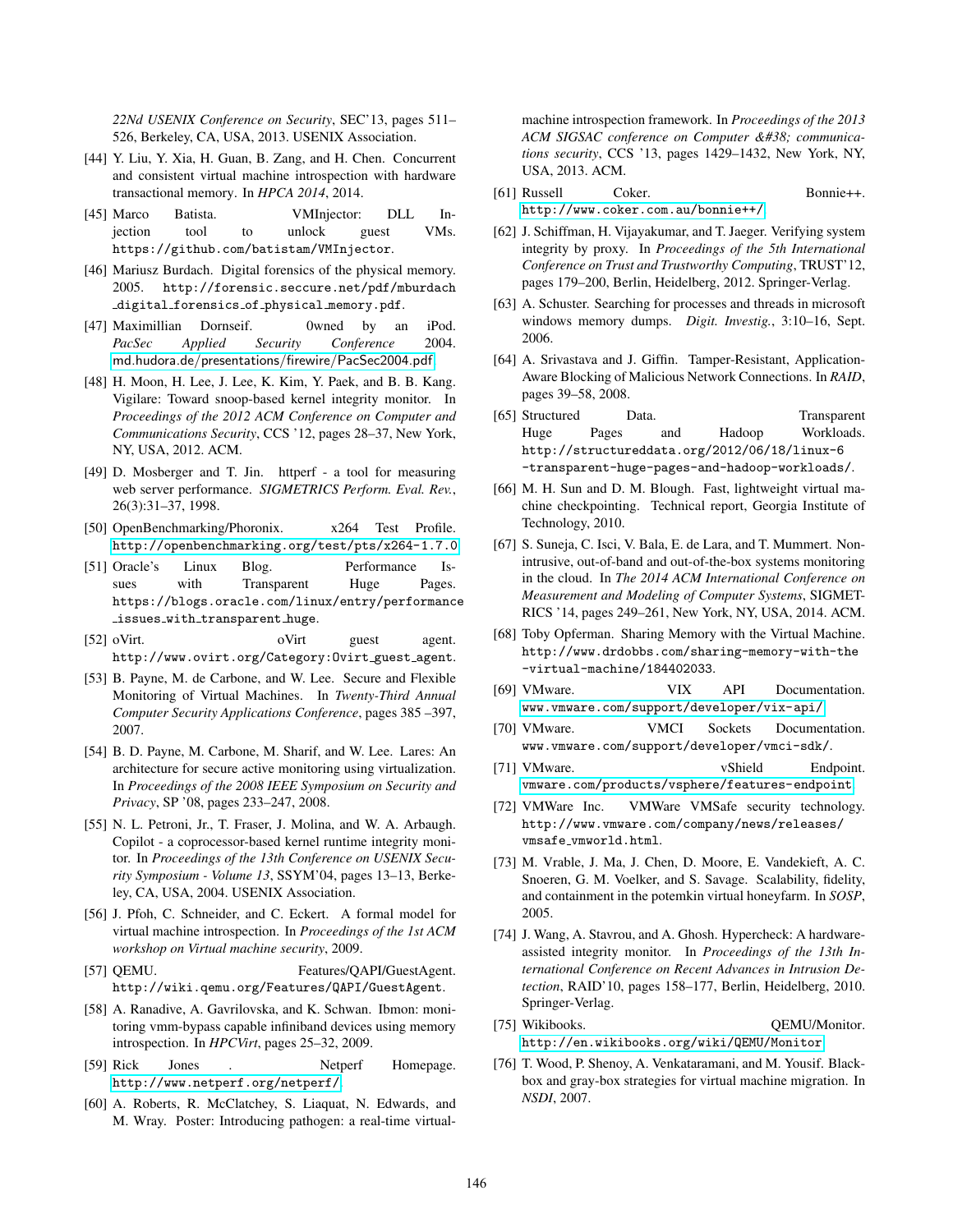22Nd USENIX Conference on Security*, SEC'13, pages 511–526, Berkeley, CA, USA, 2013. USENIX Association.

[44] Y. Liu, Y. Xia, H. Guan, B. Zang, and H. Chen. Concurrent and consistent virtual machine introspection with hardware transactional memory. In *HPCA 2014*, 2014.

[45] Marco Batista. VMInjector: DLL Injection tool to unlock guest VMs. https://github.com/batistam/VMInjector.

[46] Mariusz Burdach. Digital forensics of the physical memory. 2005. http://forensic.seccure.net/pdf/mburdach_digital_forensics_of_physical_memory.pdf.

[47] Maximillian Dornseif. 0wned by an iPod. *PacSec Applied Security Conference* 2004. md.hudora.de/presentations/firewire/PacSec2004.pdf.

[48] H. Moon, H. Lee, J. Lee, K. Kim, Y. Paek, and B. B. Kang. Vigilare: Toward snoop-based kernel integrity monitor. In *Proceedings of the 2012 ACM Conference on Computer and Communications Security*, CCS '12, pages 28–37, New York, NY, USA, 2012. ACM.

[49] D. Mosberger and T. Jin. httperf - a tool for measuring web server performance. *SIGMETRICS Perform. Eval. Rev.*, 26(3):31–37, 1998.

[50] OpenBenchmarking/Phoronix. x264 Test Profile. http://openbenchmarking.org/test/pts/x264-1.7.0.

[51] Oracle's Linux Blog. Performance Issues with Transparent Huge Pages. https://blogs.oracle.com/linux/entry/performance_issues_with_transparent_huge.

[52] oVirt. oVirt guest agent. http://www.ovirt.org/Category:Ovirt_guest_agent.

[53] B. Payne, M. de Carbone, and W. Lee. Secure and Flexible Monitoring of Virtual Machines. In *Twenty-Third Annual Computer Security Applications Conference*, pages 385 –397, 2007.

[54] B. D. Payne, M. Carbone, M. Sharif, and W. Lee. Lares: An architecture for secure active monitoring using virtualization. In *Proceedings of the 2008 IEEE Symposium on Security and Privacy*, SP '08, pages 233–247, 2008.

[55] N. L. Petroni, Jr., T. Fraser, J. Molina, and W. A. Arbaugh. Copilot - a coprocessor-based kernel runtime integrity monitor. In *Proceedings of the 13th Conference on USENIX Security Symposium - Volume 13*, SSYM'04, pages 13–13, Berkeley, CA, USA, 2004. USENIX Association.

[56] J. Pfoh, C. Schneider, and C. Eckert. A formal model for virtual machine introspection. In *Proceedings of the 1st ACM workshop on Virtual machine security*, 2009.

[57] QEMU. Features/QAPI/GuestAgent. http://wiki.qemu.org/Features/QAPI/GuestAgent.

[58] A. Ranadive, A. Gavrilovska, and K. Schwan. Ibmon: monitoring vmm-bypass capable infiniband devices using memory introspection. In *HPCVirt*, pages 25–32, 2009.

[59] Rick Jones . Netperf Homepage. http://www.netperf.org/netperf/.

[60] A. Roberts, R. McClatchey, S. Liaquat, N. Edwards, and M. Wray. Poster: Introducing pathogen: a real-time virtual-machine introspection framework. In *Proceedings of the 2013 ACM SIGSAC conference on Computer &#38; communications security*, CCS '13, pages 1429–1432, New York, NY, USA, 2013. ACM.

[61] Russell Coker. Bonnie++. http://www.coker.com.au/bonnie++/.

[62] J. Schiffman, H. Vijayakumar, and T. Jaeger. Verifying system integrity by proxy. In *Proceedings of the 5th International Conference on Trust and Trustworthy Computing*, TRUST'12, pages 179–200, Berlin, Heidelberg, 2012. Springer-Verlag.

[63] A. Schuster. Searching for processes and threads in microsoft windows memory dumps. *Digit. Investig.*, 3:10–16, Sept. 2006.

[64] A. Srivastava and J. Giffin. Tamper-Resistant, Application-Aware Blocking of Malicious Network Connections. In *RAID*, pages 39–58, 2008.

[65] Structured Data. Transparent Huge Pages and Hadoop Workloads. http://structureddata.org/2012/06/18/linux-6-transparent-huge-pages-and-hadoop-workloads/.

[66] M. H. Sun and D. M. Blough. Fast, lightweight virtual machine checkpointing. Technical report, Georgia Institute of Technology, 2010.

[67] S. Suneja, C. Isci, V. Bala, E. de Lara, and T. Mummert. Non-intrusive, out-of-band and out-of-the-box systems monitoring in the cloud. In *The 2014 ACM International Conference on Measurement and Modeling of Computer Systems*, SIGMETRICS '14, pages 249–261, New York, NY, USA, 2014. ACM.

[68] Toby Opferman. Sharing Memory with the Virtual Machine. http://www.drdobbs.com/sharing-memory-with-the-virtual-machine/184402033.

[69] VMware. VIX API Documentation. www.vmware.com/support/developer/vix-api/.

[70] VMware. VMCI Sockets Documentation. www.vmware.com/support/developer/vmci-sdk/.

[71] VMware. vShield Endpoint. vmware.com/products/vsphere/features-endpoint.

[72] VMWare Inc. VMWare VMSafe security technology. http://www.vmware.com/company/news/releases/vmsafe_vmworld.html.

[73] M. Vrable, J. Ma, J. Chen, D. Moore, E. Vandekieft, A. C. Snoeren, G. M. Voelker, and S. Savage. Scalability, fidelity, and containment in the potemkin virtual honeyfarm. In *SOSP*, 2005.

[74] J. Wang, A. Stavrou, and A. Ghosh. Hypercheck: A hardware-assisted integrity monitor. In *Proceedings of the 13th International Conference on Recent Advances in Intrusion Detection*, RAID'10, pages 158–177, Berlin, Heidelberg, 2010. Springer-Verlag.

[75] Wikibooks. QEMU/Monitor. http://en.wikibooks.org/wiki/QEMU/Monitor.

[76] T. Wood, P. Shenoy, A. Venkataramani, and M. Yousif. Black-box and gray-box strategies for virtual machine migration. In *NSDI*, 2007.